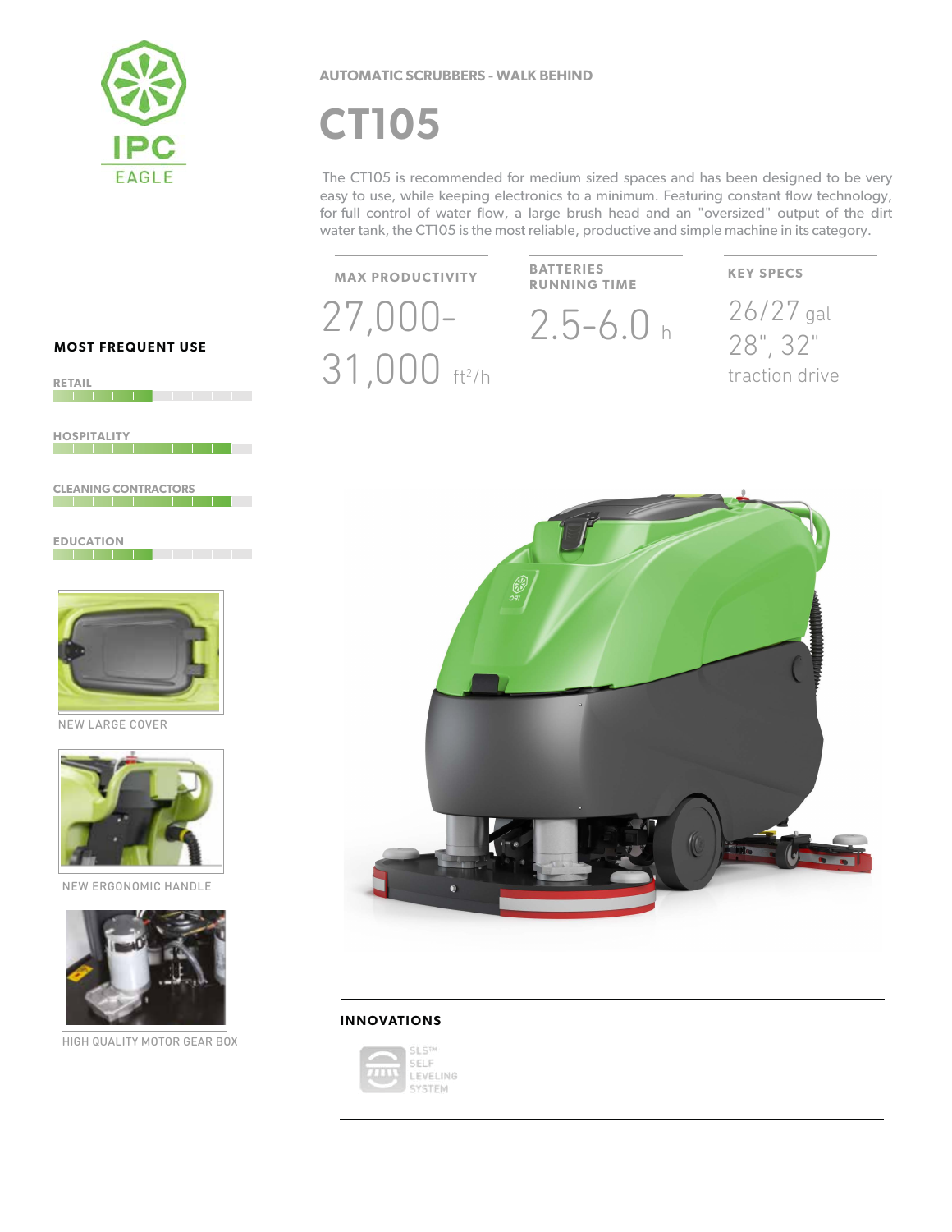AUTOMATIC SCRUBBERS - WALK BEHIND

# CT105

The CT105 is recommended for medium sized spaces and has been designed to be very easy to use, while keeping electronics to a minimum. Featuring constant flow technology, for full control of water flow, a large brush head and an "oversized" output of the dirt water tank, the CT105 is the most reliable, productive and simple machine in its category.

**MAX PRODUCTIVITY**

27,000-31,000 $ft^2/h$

**BATTERIES RUNNING TIME**

2.5-6.0 h

**KEY SPECS**

26/27 gal
28", 32"
traction drive

### MOST FREQUENT USE

RETAIL

HOSPITALITY

CLEANING CONTRACTORS

EDUCATION

NEW LARGE COVER

NEW ERGONOMIC HANDLE

HIGH QUALITY MOTOR GEAR BOX

### INNOVATIONS

SLS™ SELF LEVELING SYSTEM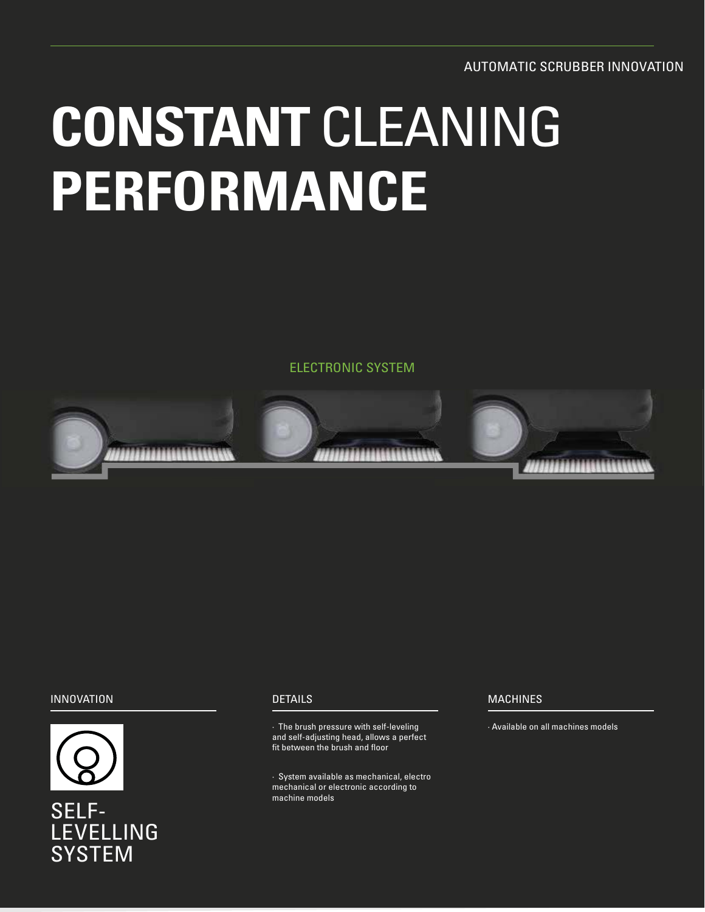AUTOMATIC SCRUBBER INNOVATION

# **CONSTANT** CLEANING **PERFORMANCE**

ELECTRONIC SYSTEM

INNOVATION

SELF-LEVELLING SYSTEM

DETAILS

- The brush pressure with self-leveling and self-adjusting head, allows a perfect fit between the brush and floor
- System available as mechanical, electro mechanical or electronic according to machine models

MACHINES

- Available on all machines models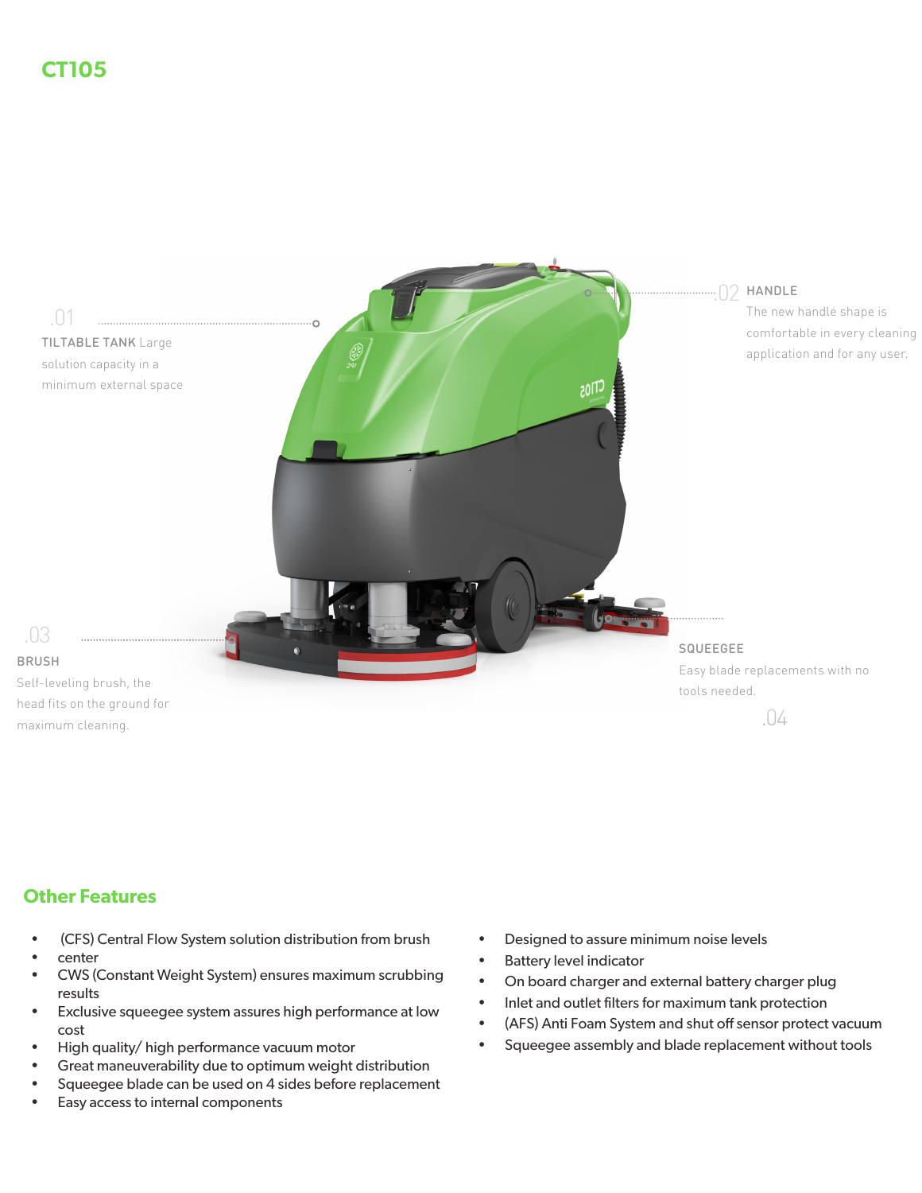# CT105

.01

**TILTABLE TANK** Large solution capacity in a minimum external space

.02

**HANDLE**

The new handle shape is comfortable in every cleaning application and for any user.

.03

**BRUSH**

Self-leveling brush, the head fits on the ground for maximum cleaning.

.04

**SQUEEGEE**

Easy blade replacements with no tools needed.

## Other Features

- (CFS) Central Flow System solution distribution from brush center
- CWS (Constant Weight System) ensures maximum scrubbing results
- Exclusive squeegee system assures high performance at low cost
- High quality/ high performance vacuum motor
- Great maneuverability due to optimum weight distribution
- Squeegee blade can be used on 4 sides before replacement
- Easy access to internal components
- Designed to assure minimum noise levels
- Battery level indicator
- On board charger and external battery charger plug
- Inlet and outlet filters for maximum tank protection
- (AFS) Anti Foam System and shut off sensor protect vacuum
- Squeegee assembly and blade replacement without tools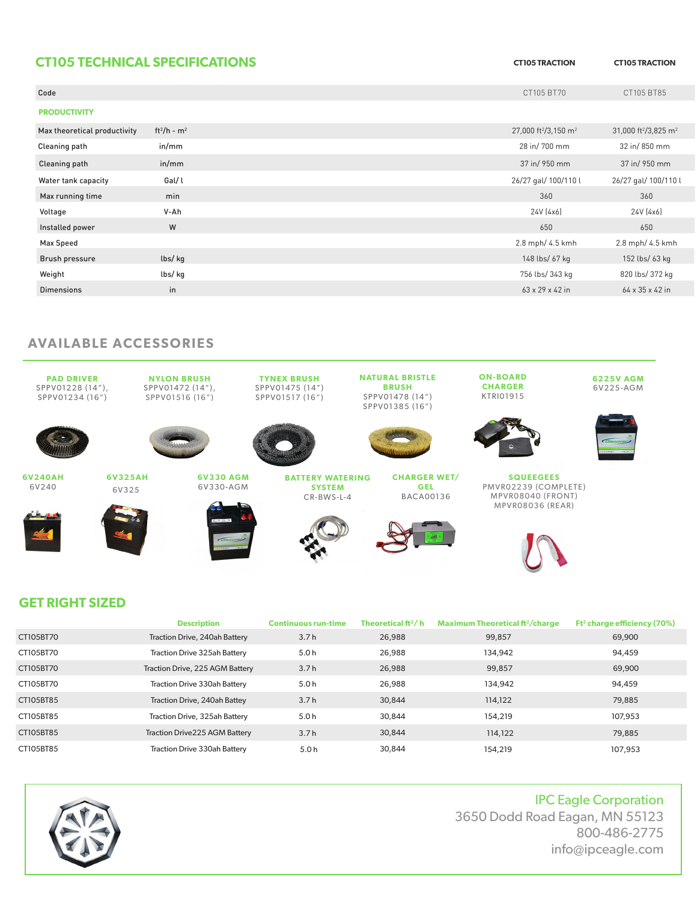## CT105 TECHNICAL SPECIFICATIONS

| | | CT105 TRACTION | CT105 TRACTION |
|---|---|---|---|
| Code | | CT105 BT70 | CT105 BT85 |
| **PRODUCTIVITY** | | | |
| Max theoretical productivity | ft²/h - m² | 27,000 ft²/3,150 m² | 31,000 ft²/3,825 m² |
| Cleaning path | in/mm | 28 in/ 700 mm | 32 in/ 850 mm |
| Cleaning path | in/mm | 37 in/ 950 mm | 37 in/ 950 mm |
| Water tank capacity | Gal/ l | 26/27 gal/ 100/110 l | 26/27 gal/ 100/110 l |
| Max running time | min | 360 | 360 |
| Voltage | V-Ah | 24V (4x6) | 24V (4x6) |
| Installed power | W | 650 | 650 |
| Max Speed | | 2.8 mph/ 4.5 kmh | 2.8 mph/ 4.5 kmh |
| Brush pressure | lbs/ kg | 148 lbs/ 67 kg | 152 lbs/ 63 kg |
| Weight | lbs/ kg | 756 lbs/ 343 kg | 820 lbs/ 372 kg |
| Dimensions | in | 63 x 29 x 42 in | 64 x 35 x 42 in |

## AVAILABLE ACCESSORIES

**PAD DRIVER**
SPPV01228 (14"), SPPV01234 (16")

**NYLON BRUSH**
SPPV01472 (14"), SPPV01516 (16")

**TYNEX BRUSH**
SPPV01475 (14")
SPPV01517 (16")

**NATURAL BRISTLE BRUSH**
SPPV01478 (14")
SPPV01385 (16")

**ON-BOARD CHARGER**
KTRI01915

**6225V AGM**
6V225-AGM

**6V240AH**
6V240

**6V325AH**
6V325

**6V330 AGM**
6V330-AGM

**BATTERY WATERING SYSTEM**
CR-BWS-L-4

**CHARGER WET/ GEL**
BACA00136

**SQUEEGEES**
PMVR02239 (COMPLETE)
MPVR08040 (FRONT)
MPVR08036 (REAR)

## GET RIGHT SIZED

| | Description | Continuous run-time | Theoretical ft²/ h | Maximum Theoretical ft²/charge | Ft² charge efficiency (70%) |
|---|---|---|---|---|---|
| CT105BT70 | Traction Drive, 240ah Battery | 3.7 h | 26,988 | 99,857 | 69,900 |
| CT105BT70 | Traction Drive 325ah Battery | 5.0 h | 26,988 | 134,942 | 94,459 |
| CT105BT70 | Traction Drive, 225 AGM Battery | 3.7 h | 26,988 | 99,857 | 69,900 |
| CT105BT70 | Traction Drive 330ah Battery | 5.0 h | 26,988 | 134,942 | 94,459 |
| CT105BT85 | Traction Drive, 240ah Battey | 3.7 h | 30,844 | 114,122 | 79,885 |
| CT105BT85 | Traction Drive, 325ah Battery | 5.0 h | 30,844 | 154,219 | 107,953 |
| CT105BT85 | Traction Drive225 AGM Battery | 3.7 h | 30,844 | 114,122 | 79,885 |
| CT105BT85 | Traction Drive 330ah Battery | 5.0 h | 30,844 | 154,219 | 107,953 |

IPC Eagle Corporation
3650 Dodd Road Eagan, MN 55123
800-486-2775
info@ipceagle.com